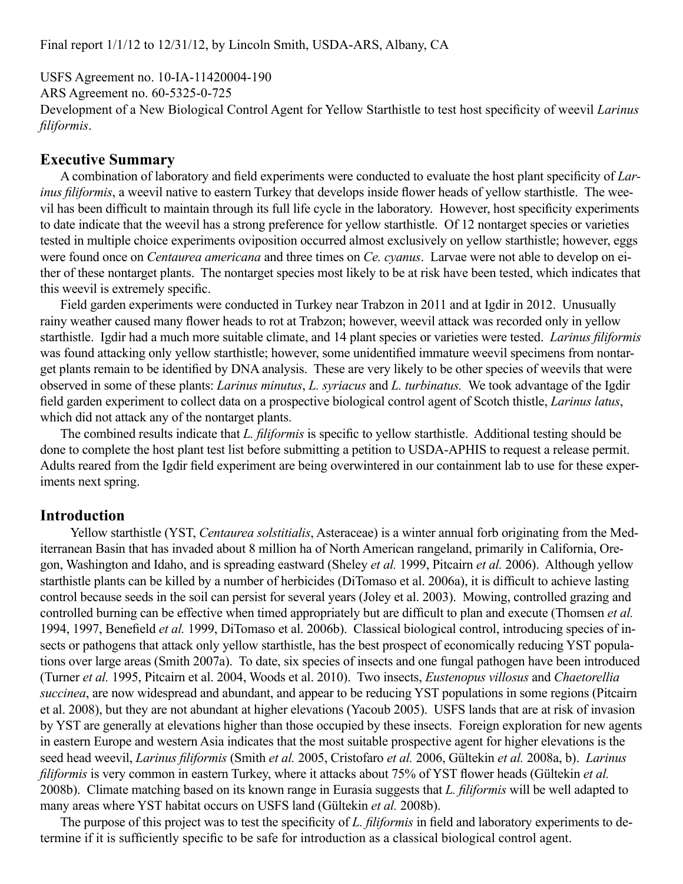Final report 1/1/12 to 12/31/12, by Lincoln Smith, USDA-ARS, Albany, CA

USFS Agreement no. 10-IA-11420004-190
ARS Agreement no. 60-5325-0-725
Development of a New Biological Control Agent for Yellow Starthistle to test host specificity of weevil *Larinus filiformis*.

## Executive Summary

A combination of laboratory and field experiments were conducted to evaluate the host plant specificity of *Larinus filiformis*, a weevil native to eastern Turkey that develops inside flower heads of yellow starthistle. The weevil has been difficult to maintain through its full life cycle in the laboratory. However, host specificity experiments to date indicate that the weevil has a strong preference for yellow starthistle. Of 12 nontarget species or varieties tested in multiple choice experiments oviposition occurred almost exclusively on yellow starthistle; however, eggs were found once on *Centaurea americana* and three times on *Ce. cyanus*. Larvae were not able to develop on either of these nontarget plants. The nontarget species most likely to be at risk have been tested, which indicates that this weevil is extremely specific.

Field garden experiments were conducted in Turkey near Trabzon in 2011 and at Igdir in 2012. Unusually rainy weather caused many flower heads to rot at Trabzon; however, weevil attack was recorded only in yellow starthistle. Igdir had a much more suitable climate, and 14 plant species or varieties were tested. *Larinus filiformis* was found attacking only yellow starthistle; however, some unidentified immature weevil specimens from nontarget plants remain to be identified by DNA analysis. These are very likely to be other species of weevils that were observed in some of these plants: *Larinus minutus*, *L. syriacus* and *L. turbinatus.* We took advantage of the Igdir field garden experiment to collect data on a prospective biological control agent of Scotch thistle, *Larinus latus*, which did not attack any of the nontarget plants.

The combined results indicate that *L. filiformis* is specific to yellow starthistle. Additional testing should be done to complete the host plant test list before submitting a petition to USDA-APHIS to request a release permit. Adults reared from the Igdir field experiment are being overwintered in our containment lab to use for these experiments next spring.

## Introduction

Yellow starthistle (YST, *Centaurea solstitialis*, Asteraceae) is a winter annual forb originating from the Mediterranean Basin that has invaded about 8 million ha of North American rangeland, primarily in California, Oregon, Washington and Idaho, and is spreading eastward (Sheley *et al.* 1999, Pitcairn *et al.* 2006). Although yellow starthistle plants can be killed by a number of herbicides (DiTomaso et al. 2006a), it is difficult to achieve lasting control because seeds in the soil can persist for several years (Joley et al. 2003). Mowing, controlled grazing and controlled burning can be effective when timed appropriately but are difficult to plan and execute (Thomsen *et al.* 1994, 1997, Benefield *et al.* 1999, DiTomaso et al. 2006b). Classical biological control, introducing species of insects or pathogens that attack only yellow starthistle, has the best prospect of economically reducing YST populations over large areas (Smith 2007a). To date, six species of insects and one fungal pathogen have been introduced (Turner *et al.* 1995, Pitcairn et al. 2004, Woods et al. 2010). Two insects, *Eustenopus villosus* and *Chaetorellia succinea*, are now widespread and abundant, and appear to be reducing YST populations in some regions (Pitcairn et al. 2008), but they are not abundant at higher elevations (Yacoub 2005). USFS lands that are at risk of invasion by YST are generally at elevations higher than those occupied by these insects. Foreign exploration for new agents in eastern Europe and western Asia indicates that the most suitable prospective agent for higher elevations is the seed head weevil, *Larinus filiformis* (Smith *et al.* 2005, Cristofaro *et al.* 2006, Gültekin *et al.* 2008a, b). *Larinus filiformis* is very common in eastern Turkey, where it attacks about 75% of YST flower heads (Gültekin *et al.* 2008b). Climate matching based on its known range in Eurasia suggests that *L. filiformis* will be well adapted to many areas where YST habitat occurs on USFS land (Gültekin *et al.* 2008b).

The purpose of this project was to test the specificity of *L. filiformis* in field and laboratory experiments to determine if it is sufficiently specific to be safe for introduction as a classical biological control agent.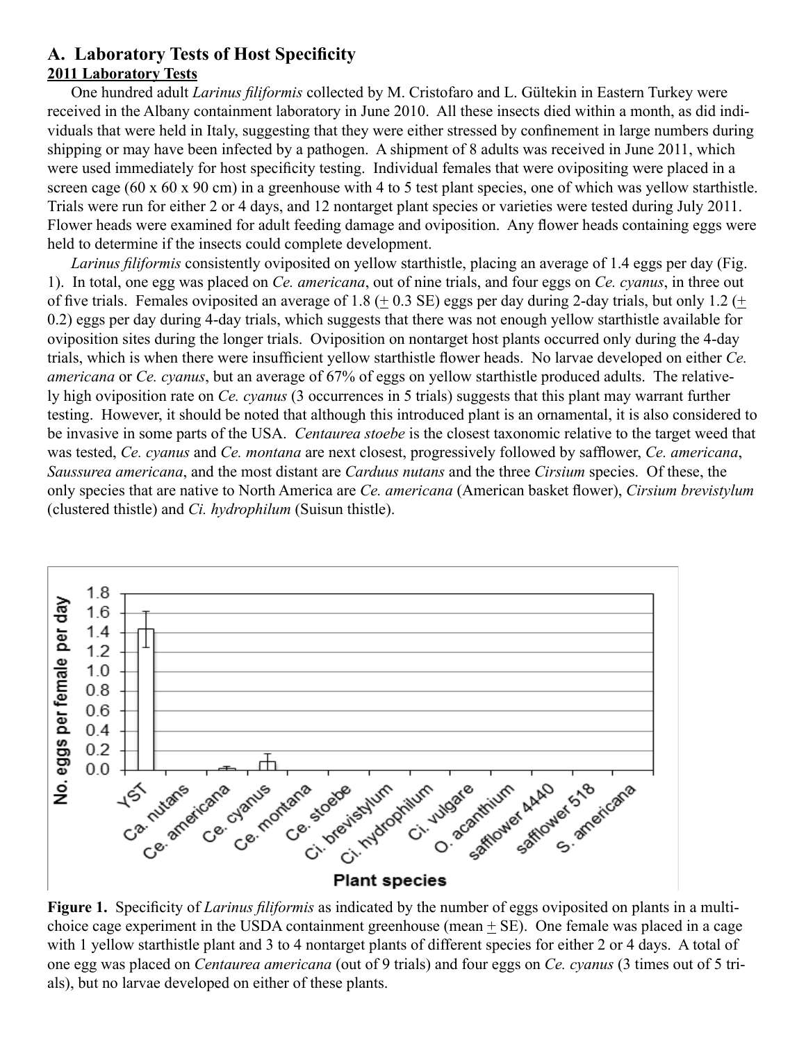## A. Laboratory Tests of Host Specificity

### 2011 Laboratory Tests

One hundred adult *Larinus filiformis* collected by M. Cristofaro and L. Gültekin in Eastern Turkey were received in the Albany containment laboratory in June 2010. All these insects died within a month, as did individuals that were held in Italy, suggesting that they were either stressed by confinement in large numbers during shipping or may have been infected by a pathogen. A shipment of 8 adults was received in June 2011, which were used immediately for host specificity testing. Individual females that were ovipositing were placed in a screen cage (60 x 60 x 90 cm) in a greenhouse with 4 to 5 test plant species, one of which was yellow starthistle. Trials were run for either 2 or 4 days, and 12 nontarget plant species or varieties were tested during July 2011. Flower heads were examined for adult feeding damage and oviposition. Any flower heads containing eggs were held to determine if the insects could complete development.

*Larinus filiformis* consistently oviposited on yellow starthistle, placing an average of 1.4 eggs per day (Fig. 1). In total, one egg was placed on *Ce. americana*, out of nine trials, and four eggs on *Ce. cyanus*, in three out of five trials. Females oviposited an average of 1.8 (± 0.3 SE) eggs per day during 2-day trials, but only 1.2 (± 0.2) eggs per day during 4-day trials, which suggests that there was not enough yellow starthistle available for oviposition sites during the longer trials. Oviposition on nontarget host plants occurred only during the 4-day trials, which is when there were insufficient yellow starthistle flower heads. No larvae developed on either *Ce. americana* or *Ce. cyanus*, but an average of 67% of eggs on yellow starthistle produced adults. The relatively high oviposition rate on *Ce. cyanus* (3 occurrences in 5 trials) suggests that this plant may warrant further testing. However, it should be noted that although this introduced plant is an ornamental, it is also considered to be invasive in some parts of the USA. *Centaurea stoebe* is the closest taxonomic relative to the target weed that was tested, *Ce. cyanus* and *Ce. montana* are next closest, progressively followed by safflower, *Ce. americana*, *Saussurea americana*, and the most distant are *Carduus nutans* and the three *Cirsium* species. Of these, the only species that are native to North America are *Ce. americana* (American basket flower), *Cirsium brevistylum* (clustered thistle) and *Ci. hydrophilum* (Suisun thistle).

**Figure 1.** Specificity of *Larinus filiformis* as indicated by the number of eggs oviposited on plants in a multi-choice cage experiment in the USDA containment greenhouse (mean ± SE). One female was placed in a cage with 1 yellow starthistle plant and 3 to 4 nontarget plants of different species for either 2 or 4 days. A total of one egg was placed on *Centaurea americana* (out of 9 trials) and four eggs on *Ce. cyanus* (3 times out of 5 trials), but no larvae developed on either of these plants.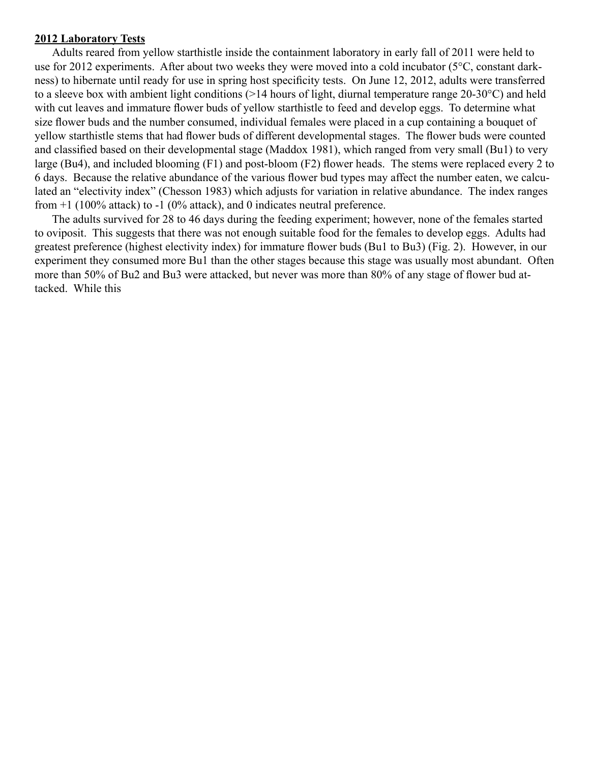**2012 Laboratory Tests**

Adults reared from yellow starthistle inside the containment laboratory in early fall of 2011 were held to use for 2012 experiments. After about two weeks they were moved into a cold incubator (5°C, constant darkness) to hibernate until ready for use in spring host specificity tests. On June 12, 2012, adults were transferred to a sleeve box with ambient light conditions (>14 hours of light, diurnal temperature range 20-30°C) and held with cut leaves and immature flower buds of yellow starthistle to feed and develop eggs. To determine what size flower buds and the number consumed, individual females were placed in a cup containing a bouquet of yellow starthistle stems that had flower buds of different developmental stages. The flower buds were counted and classified based on their developmental stage (Maddox 1981), which ranged from very small (Bu1) to very large (Bu4), and included blooming (F1) and post-bloom (F2) flower heads. The stems were replaced every 2 to 6 days. Because the relative abundance of the various flower bud types may affect the number eaten, we calculated an "electivity index" (Chesson 1983) which adjusts for variation in relative abundance. The index ranges from +1 (100% attack) to -1 (0% attack), and 0 indicates neutral preference.

The adults survived for 28 to 46 days during the feeding experiment; however, none of the females started to oviposit. This suggests that there was not enough suitable food for the females to develop eggs. Adults had greatest preference (highest electivity index) for immature flower buds (Bu1 to Bu3) (Fig. 2). However, in our experiment they consumed more Bu1 than the other stages because this stage was usually most abundant. Often more than 50% of Bu2 and Bu3 were attacked, but never was more than 80% of any stage of flower bud attacked. While this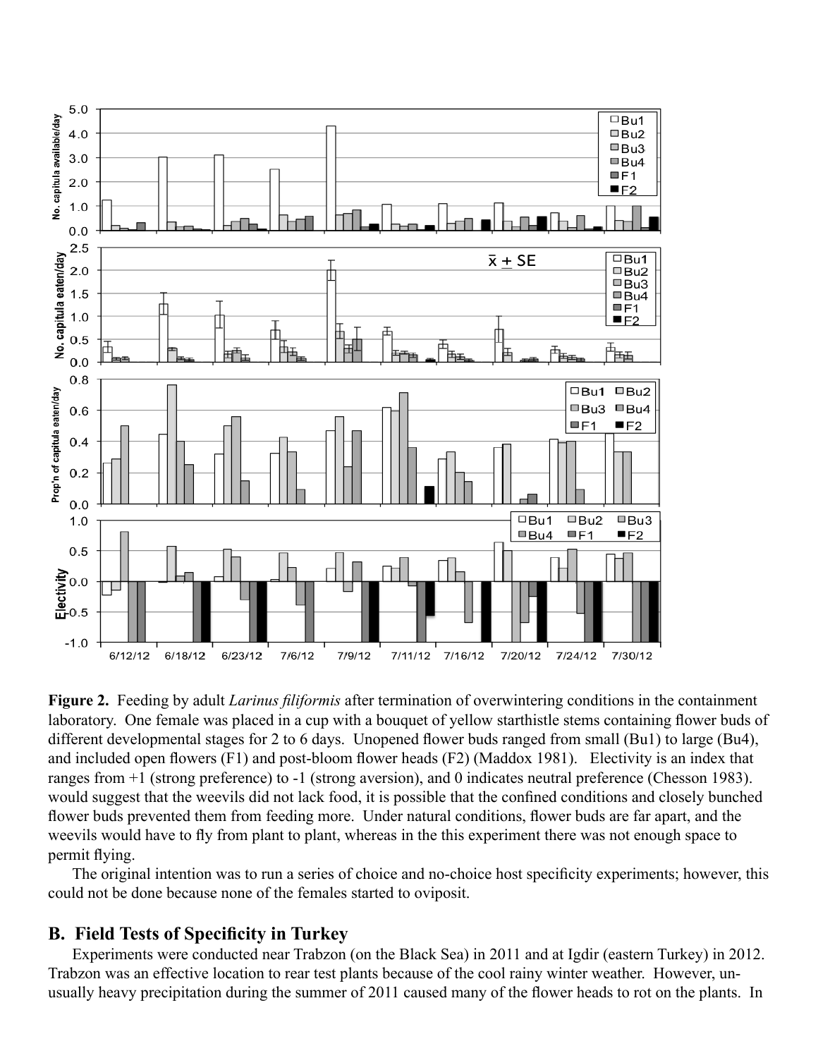**Figure 2.** Feeding by adult *Larinus filiformis* after termination of overwintering conditions in the containment laboratory. One female was placed in a cup with a bouquet of yellow starthistle stems containing flower buds of different developmental stages for 2 to 6 days. Unopened flower buds ranged from small (Bu1) to large (Bu4), and included open flowers (F1) and post-bloom flower heads (F2) (Maddox 1981). Electivity is an index that ranges from +1 (strong preference) to -1 (strong aversion), and 0 indicates neutral preference (Chesson 1983).

would suggest that the weevils did not lack food, it is possible that the confined conditions and closely bunched flower buds prevented them from feeding more. Under natural conditions, flower buds are far apart, and the weevils would have to fly from plant to plant, whereas in the this experiment there was not enough space to permit flying.

The original intention was to run a series of choice and no-choice host specificity experiments; however, this could not be done because none of the females started to oviposit.

## B. Field Tests of Specificity in Turkey

Experiments were conducted near Trabzon (on the Black Sea) in 2011 and at Igdir (eastern Turkey) in 2012. Trabzon was an effective location to rear test plants because of the cool rainy winter weather. However, unusually heavy precipitation during the summer of 2011 caused many of the flower heads to rot on the plants. In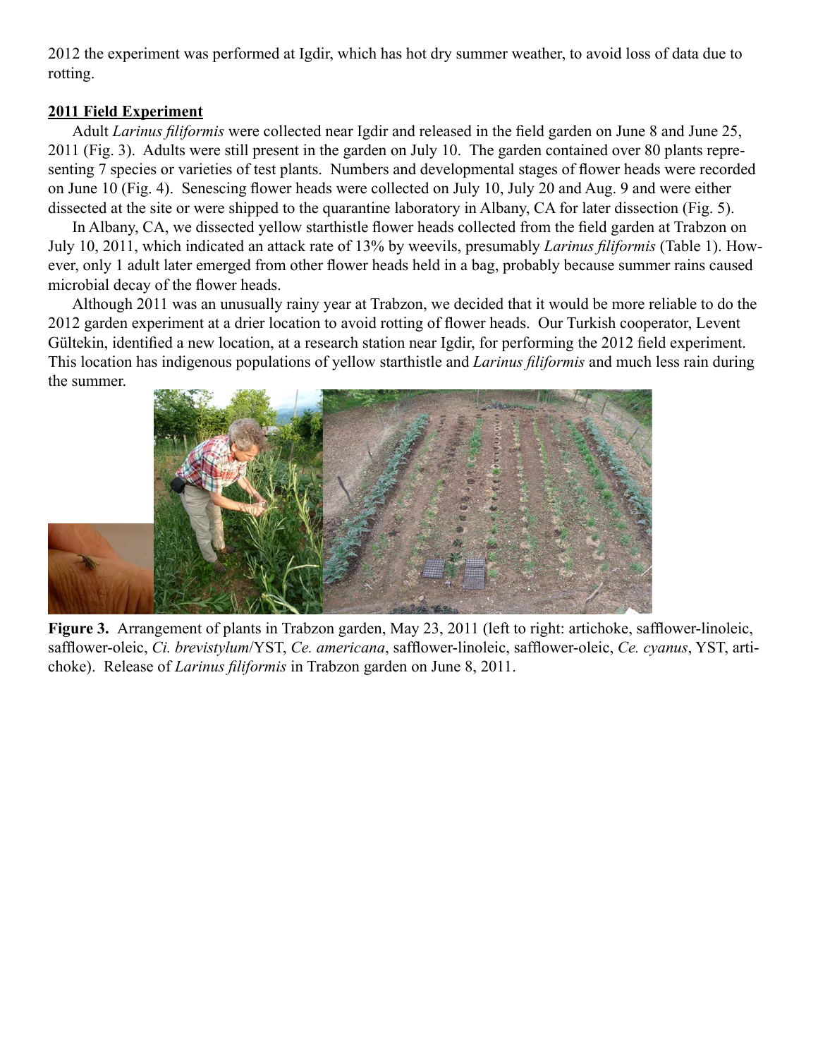2012 the experiment was performed at Igdir, which has hot dry summer weather, to avoid loss of data due to rotting.

**2011 Field Experiment**

Adult *Larinus filiformis* were collected near Igdir and released in the field garden on June 8 and June 25, 2011 (Fig. 3). Adults were still present in the garden on July 10. The garden contained over 80 plants representing 7 species or varieties of test plants. Numbers and developmental stages of flower heads were recorded on June 10 (Fig. 4). Senescing flower heads were collected on July 10, July 20 and Aug. 9 and were either dissected at the site or were shipped to the quarantine laboratory in Albany, CA for later dissection (Fig. 5).

In Albany, CA, we dissected yellow starthistle flower heads collected from the field garden at Trabzon on July 10, 2011, which indicated an attack rate of 13% by weevils, presumably *Larinus filiformis* (Table 1). However, only 1 adult later emerged from other flower heads held in a bag, probably because summer rains caused microbial decay of the flower heads.

Although 2011 was an unusually rainy year at Trabzon, we decided that it would be more reliable to do the 2012 garden experiment at a drier location to avoid rotting of flower heads. Our Turkish cooperator, Levent Gültekin, identified a new location, at a research station near Igdir, for performing the 2012 field experiment. This location has indigenous populations of yellow starthistle and *Larinus filiformis* and much less rain during the summer.

**Figure 3.** Arrangement of plants in Trabzon garden, May 23, 2011 (left to right: artichoke, safflower-linoleic, safflower-oleic, *Ci. brevistylum*/YST, *Ce. americana*, safflower-linoleic, safflower-oleic, *Ce. cyanus*, YST, artichoke). Release of *Larinus filiformis* in Trabzon garden on June 8, 2011.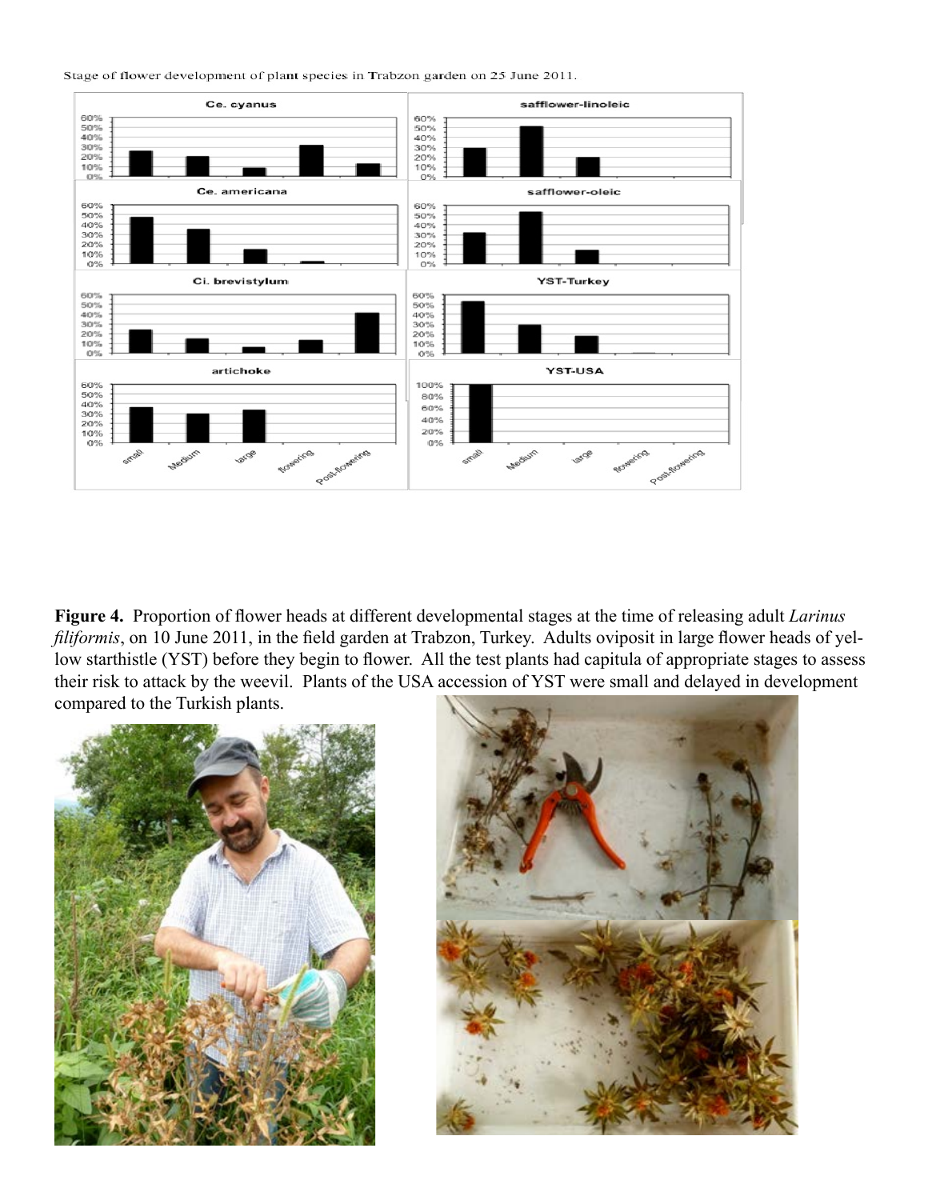Stage of flower development of plant species in Trabzon garden on 25 June 2011.

**Figure 4.** Proportion of flower heads at different developmental stages at the time of releasing adult *Larinus filiformis*, on 10 June 2011, in the field garden at Trabzon, Turkey. Adults oviposit in large flower heads of yellow starthistle (YST) before they begin to flower. All the test plants had capitula of appropriate stages to assess their risk to attack by the weevil. Plants of the USA accession of YST were small and delayed in development compared to the Turkish plants.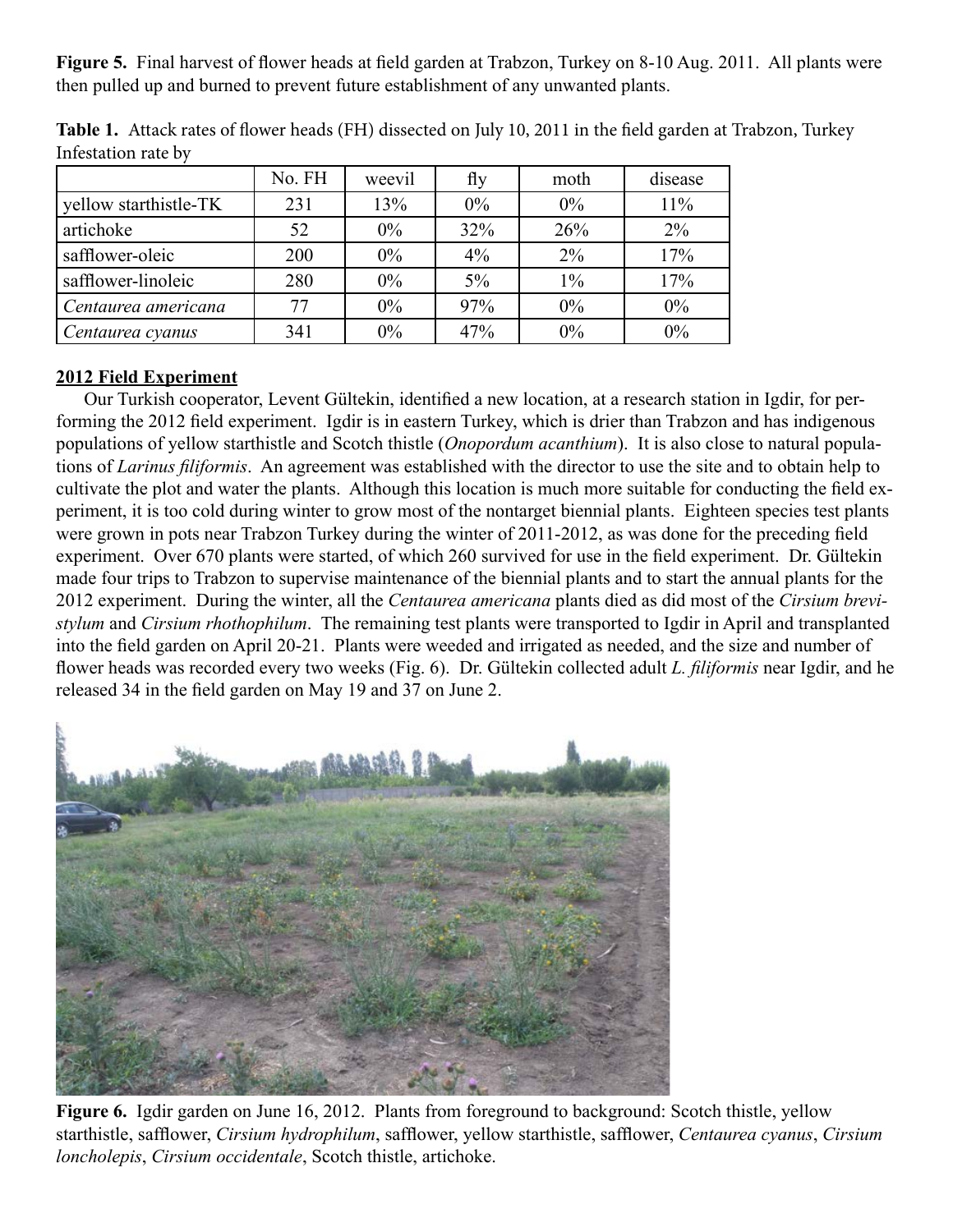**Figure 5.** Final harvest of flower heads at field garden at Trabzon, Turkey on 8-10 Aug. 2011. All plants were then pulled up and burned to prevent future establishment of any unwanted plants.

**Table 1.** Attack rates of flower heads (FH) dissected on July 10, 2011 in the field garden at Trabzon, Turkey Infestation rate by

| | No. FH | weevil | fly | moth | disease |
|---|---|---|---|---|---|
| yellow starthistle-TK | 231 | 13% | 0% | 0% | 11% |
| artichoke | 52 | 0% | 32% | 26% | 2% |
| safflower-oleic | 200 | 0% | 4% | 2% | 17% |
| safflower-linoleic | 280 | 0% | 5% | 1% | 17% |
| *Centaurea americana* | 77 | 0% | 97% | 0% | 0% |
| *Centaurea cyanus* | 341 | 0% | 47% | 0% | 0% |

**2012 Field Experiment**

Our Turkish cooperator, Levent Gültekin, identified a new location, at a research station in Igdir, for performing the 2012 field experiment. Igdir is in eastern Turkey, which is drier than Trabzon and has indigenous populations of yellow starthistle and Scotch thistle (*Onopordum acanthium*). It is also close to natural populations of *Larinus filiformis*. An agreement was established with the director to use the site and to obtain help to cultivate the plot and water the plants. Although this location is much more suitable for conducting the field experiment, it is too cold during winter to grow most of the nontarget biennial plants. Eighteen species test plants were grown in pots near Trabzon Turkey during the winter of 2011-2012, as was done for the preceding field experiment. Over 670 plants were started, of which 260 survived for use in the field experiment. Dr. Gültekin made four trips to Trabzon to supervise maintenance of the biennial plants and to start the annual plants for the 2012 experiment. During the winter, all the *Centaurea americana* plants died as did most of the *Cirsium brevistylum* and *Cirsium rhothophilum*. The remaining test plants were transported to Igdir in April and transplanted into the field garden on April 20-21. Plants were weeded and irrigated as needed, and the size and number of flower heads was recorded every two weeks (Fig. 6). Dr. Gültekin collected adult *L. filiformis* near Igdir, and he released 34 in the field garden on May 19 and 37 on June 2.

**Figure 6.** Igdir garden on June 16, 2012. Plants from foreground to background: Scotch thistle, yellow starthistle, safflower, *Cirsium hydrophilum*, safflower, yellow starthistle, safflower, *Centaurea cyanus*, *Cirsium loncholepis*, *Cirsium occidentale*, Scotch thistle, artichoke.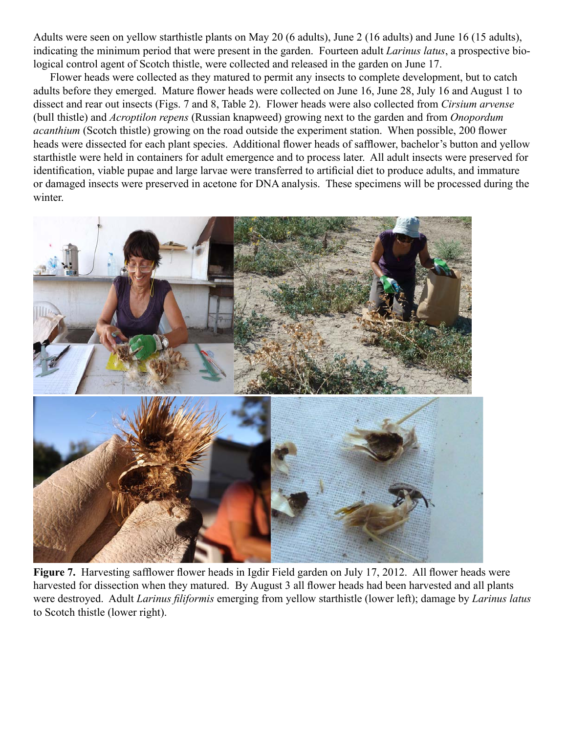Adults were seen on yellow starthistle plants on May 20 (6 adults), June 2 (16 adults) and June 16 (15 adults), indicating the minimum period that were present in the garden. Fourteen adult *Larinus latus*, a prospective biological control agent of Scotch thistle, were collected and released in the garden on June 17.

Flower heads were collected as they matured to permit any insects to complete development, but to catch adults before they emerged. Mature flower heads were collected on June 16, June 28, July 16 and August 1 to dissect and rear out insects (Figs. 7 and 8, Table 2). Flower heads were also collected from *Cirsium arvense* (bull thistle) and *Acroptilon repens* (Russian knapweed) growing next to the garden and from *Onopordum acanthium* (Scotch thistle) growing on the road outside the experiment station. When possible, 200 flower heads were dissected for each plant species. Additional flower heads of safflower, bachelor's button and yellow starthistle were held in containers for adult emergence and to process later. All adult insects were preserved for identification, viable pupae and large larvae were transferred to artificial diet to produce adults, and immature or damaged insects were preserved in acetone for DNA analysis. These specimens will be processed during the winter.

**Figure 7.** Harvesting safflower flower heads in Igdir Field garden on July 17, 2012. All flower heads were harvested for dissection when they matured. By August 3 all flower heads had been harvested and all plants were destroyed. Adult *Larinus filiformis* emerging from yellow starthistle (lower left); damage by *Larinus latus* to Scotch thistle (lower right).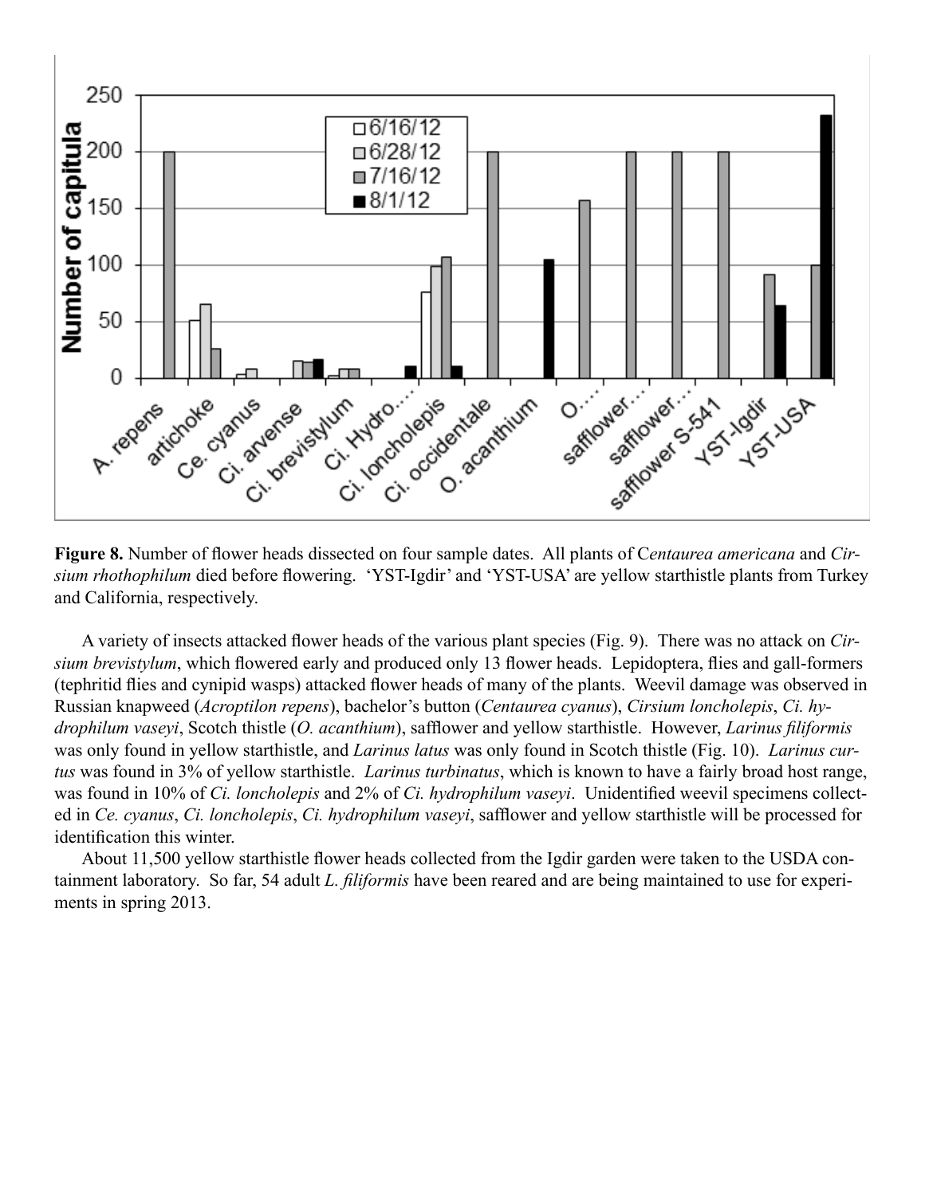**Figure 8.** Number of flower heads dissected on four sample dates. All plants of C*entaurea americana* and *Cirsium rhothophilum* died before flowering. 'YST-Igdir' and 'YST-USA' are yellow starthistle plants from Turkey and California, respectively.

A variety of insects attacked flower heads of the various plant species (Fig. 9). There was no attack on *Cirsium brevistylum*, which flowered early and produced only 13 flower heads. Lepidoptera, flies and gall-formers (tephritid flies and cynipid wasps) attacked flower heads of many of the plants. Weevil damage was observed in Russian knapweed (*Acroptilon repens*), bachelor's button (*Centaurea cyanus*), *Cirsium loncholepis*, *Ci. hydrophilum vaseyi*, Scotch thistle (*O. acanthium*), safflower and yellow starthistle. However, *Larinus filiformis* was only found in yellow starthistle, and *Larinus latus* was only found in Scotch thistle (Fig. 10). *Larinus curtus* was found in 3% of yellow starthistle. *Larinus turbinatus*, which is known to have a fairly broad host range, was found in 10% of *Ci. loncholepis* and 2% of *Ci. hydrophilum vaseyi*. Unidentified weevil specimens collected in *Ce. cyanus*, *Ci. loncholepis*, *Ci. hydrophilum vaseyi*, safflower and yellow starthistle will be processed for identification this winter.

About 11,500 yellow starthistle flower heads collected from the Igdir garden were taken to the USDA containment laboratory. So far, 54 adult *L. filiformis* have been reared and are being maintained to use for experiments in spring 2013.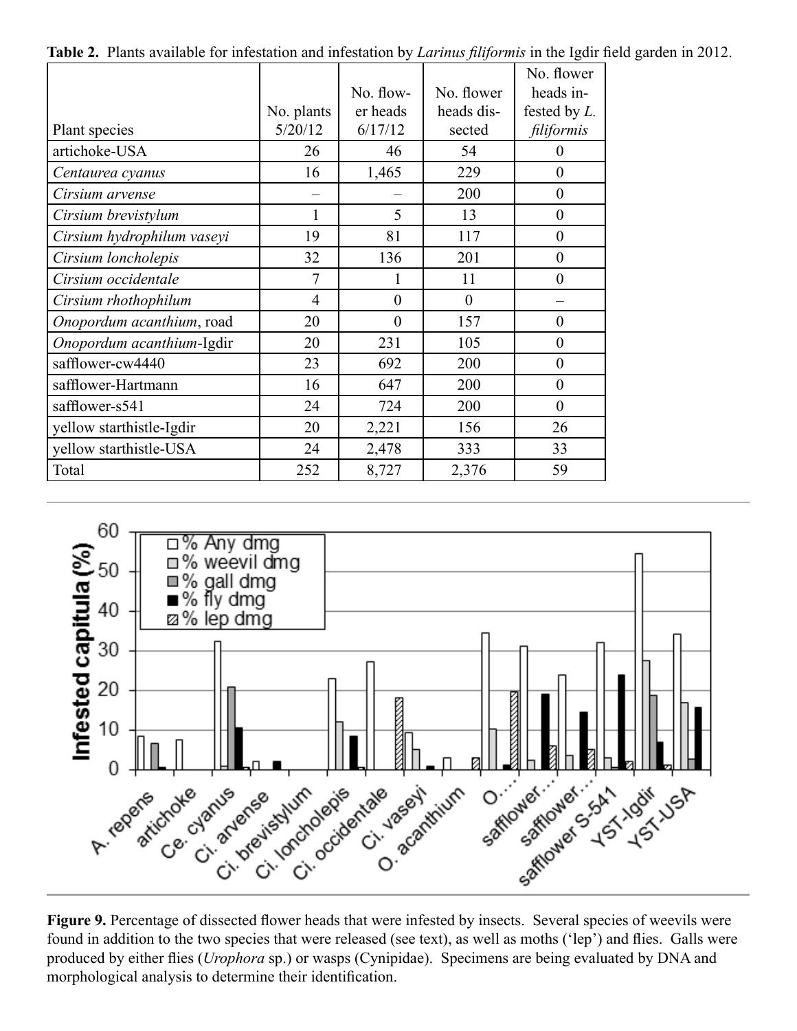**Table 2.** Plants available for infestation and infestation by *Larinus filiformis* in the Igdir field garden in 2012.

| Plant species | No. plants 5/20/12 | No. flower heads 6/17/12 | No. flower heads dissected | No. flower heads infested by *L. filiformis* |
|---|---|---|---|---|
| artichoke-USA | 26 | 46 | 54 | 0 |
| *Centaurea cyanus* | 16 | 1,465 | 229 | 0 |
| *Cirsium arvense* | – | – | 200 | 0 |
| *Cirsium brevistylum* | 1 | 5 | 13 | 0 |
| *Cirsium hydrophilum vaseyi* | 19 | 81 | 117 | 0 |
| *Cirsium loncholepis* | 32 | 136 | 201 | 0 |
| *Cirsium occidentale* | 7 | 1 | 11 | 0 |
| *Cirsium rhothophilum* | 4 | 0 | 0 | – |
| *Onopordum acanthium*, road | 20 | 0 | 157 | 0 |
| *Onopordum acanthium*-Igdir | 20 | 231 | 105 | 0 |
| safflower-cw4440 | 23 | 692 | 200 | 0 |
| safflower-Hartmann | 16 | 647 | 200 | 0 |
| safflower-s541 | 24 | 724 | 200 | 0 |
| yellow starthistle-Igdir | 20 | 2,221 | 156 | 26 |
| yellow starthistle-USA | 24 | 2,478 | 333 | 33 |
| Total | 252 | 8,727 | 2,376 | 59 |

**Figure 9.** Percentage of dissected flower heads that were infested by insects. Several species of weevils were found in addition to the two species that were released (see text), as well as moths ('lep') and flies. Galls were produced by either flies (*Urophora* sp.) or wasps (Cynipidae). Specimens are being evaluated by DNA and morphological analysis to determine their identification.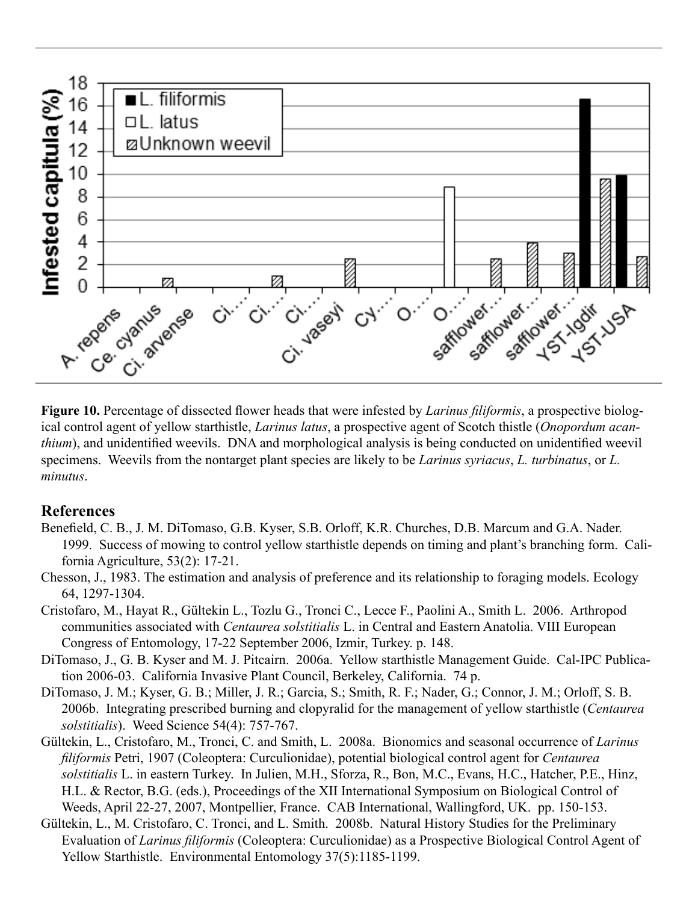**Figure 10.** Percentage of dissected flower heads that were infested by *Larinus filiformis*, a prospective biological control agent of yellow starthistle, *Larinus latus*, a prospective agent of Scotch thistle (*Onopordum acanthium*), and unidentified weevils. DNA and morphological analysis is being conducted on unidentified weevil specimens. Weevils from the nontarget plant species are likely to be *Larinus syriacus*, *L. turbinatus*, or *L. minutus*.

## References

Benefield, C. B., J. M. DiTomaso, G.B. Kyser, S.B. Orloff, K.R. Churches, D.B. Marcum and G.A. Nader. 1999. Success of mowing to control yellow starthistle depends on timing and plant's branching form. California Agriculture, 53(2): 17-21.

Chesson, J., 1983. The estimation and analysis of preference and its relationship to foraging models. Ecology 64, 1297-1304.

Cristofaro, M., Hayat R., Gültekin L., Tozlu G., Tronci C., Lecce F., Paolini A., Smith L. 2006. Arthropod communities associated with *Centaurea solstitialis* L. in Central and Eastern Anatolia. VIII European Congress of Entomology, 17-22 September 2006, Izmir, Turkey. p. 148.

DiTomaso, J., G. B. Kyser and M. J. Pitcairn. 2006a. Yellow starthistle Management Guide. Cal-IPC Publication 2006-03. California Invasive Plant Council, Berkeley, California. 74 p.

DiTomaso, J. M.; Kyser, G. B.; Miller, J. R.; Garcia, S.; Smith, R. F.; Nader, G.; Connor, J. M.; Orloff, S. B. 2006b. Integrating prescribed burning and clopyralid for the management of yellow starthistle (*Centaurea solstitialis*). Weed Science 54(4): 757-767.

Gültekin, L., Cristofaro, M., Tronci, C. and Smith, L. 2008a. Bionomics and seasonal occurrence of *Larinus filiformis* Petri, 1907 (Coleoptera: Curculionidae), potential biological control agent for *Centaurea solstitialis* L. in eastern Turkey. In Julien, M.H., Sforza, R., Bon, M.C., Evans, H.C., Hatcher, P.E., Hinz, H.L. & Rector, B.G. (eds.), Proceedings of the XII International Symposium on Biological Control of Weeds, April 22-27, 2007, Montpellier, France. CAB International, Wallingford, UK. pp. 150-153.

Gültekin, L., M. Cristofaro, C. Tronci, and L. Smith. 2008b. Natural History Studies for the Preliminary Evaluation of *Larinus filiformis* (Coleoptera: Curculionidae) as a Prospective Biological Control Agent of Yellow Starthistle. Environmental Entomology 37(5):1185-1199.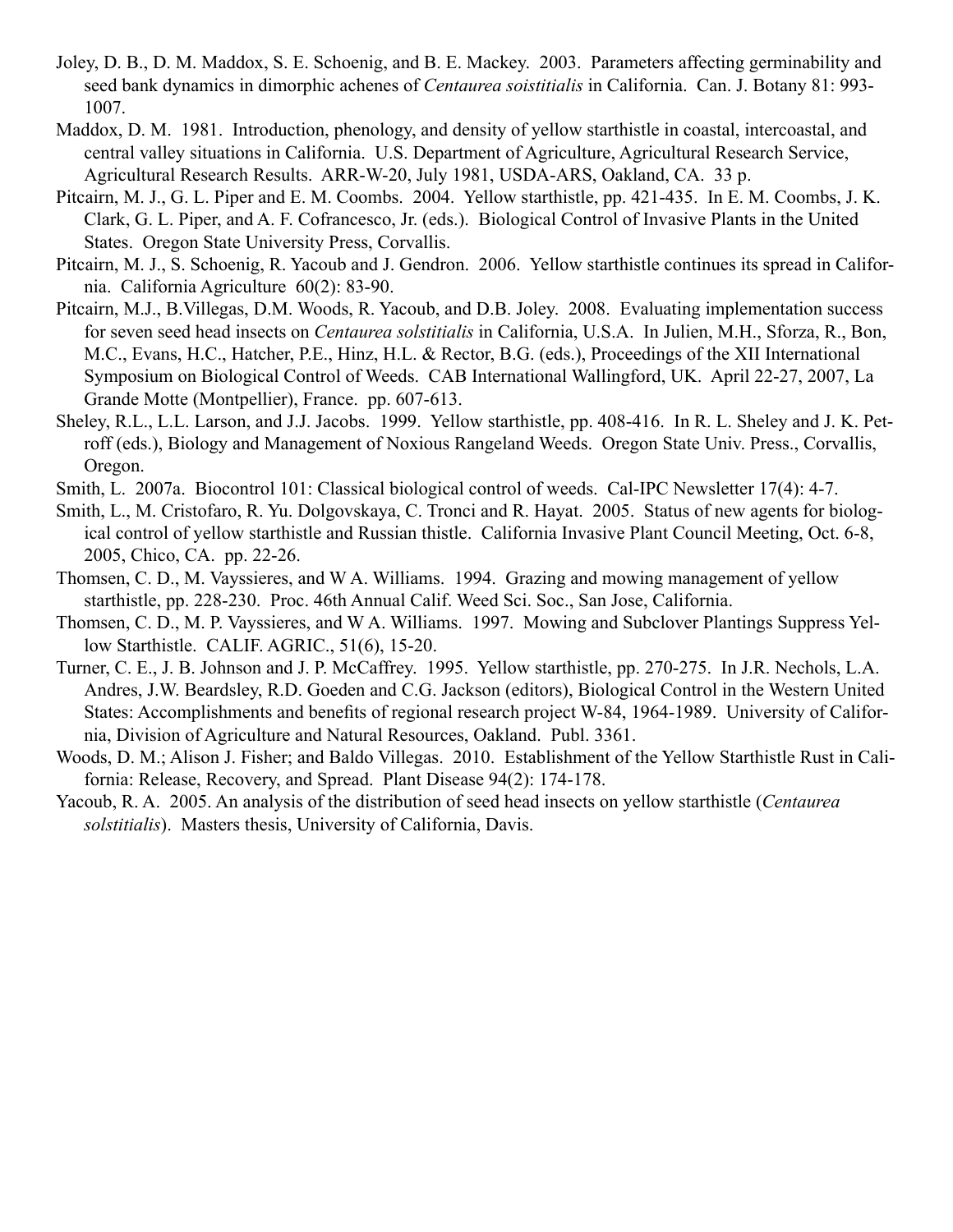Joley, D. B., D. M. Maddox, S. E. Schoenig, and B. E. Mackey. 2003. Parameters affecting germinability and seed bank dynamics in dimorphic achenes of *Centaurea soistitialis* in California. Can. J. Botany 81: 993-1007.

Maddox, D. M. 1981. Introduction, phenology, and density of yellow starthistle in coastal, intercoastal, and central valley situations in California. U.S. Department of Agriculture, Agricultural Research Service, Agricultural Research Results. ARR-W-20, July 1981, USDA-ARS, Oakland, CA. 33 p.

Pitcairn, M. J., G. L. Piper and E. M. Coombs. 2004. Yellow starthistle, pp. 421-435. In E. M. Coombs, J. K. Clark, G. L. Piper, and A. F. Cofrancesco, Jr. (eds.). Biological Control of Invasive Plants in the United States. Oregon State University Press, Corvallis.

Pitcairn, M. J., S. Schoenig, R. Yacoub and J. Gendron. 2006. Yellow starthistle continues its spread in California. California Agriculture 60(2): 83-90.

Pitcairn, M.J., B.Villegas, D.M. Woods, R. Yacoub, and D.B. Joley. 2008. Evaluating implementation success for seven seed head insects on *Centaurea solstitialis* in California, U.S.A. In Julien, M.H., Sforza, R., Bon, M.C., Evans, H.C., Hatcher, P.E., Hinz, H.L. & Rector, B.G. (eds.), Proceedings of the XII International Symposium on Biological Control of Weeds. CAB International Wallingford, UK. April 22-27, 2007, La Grande Motte (Montpellier), France. pp. 607-613.

Sheley, R.L., L.L. Larson, and J.J. Jacobs. 1999. Yellow starthistle, pp. 408-416. In R. L. Sheley and J. K. Petroff (eds.), Biology and Management of Noxious Rangeland Weeds. Oregon State Univ. Press., Corvallis, Oregon.

Smith, L. 2007a. Biocontrol 101: Classical biological control of weeds. Cal-IPC Newsletter 17(4): 4-7.

Smith, L., M. Cristofaro, R. Yu. Dolgovskaya, C. Tronci and R. Hayat. 2005. Status of new agents for biological control of yellow starthistle and Russian thistle. California Invasive Plant Council Meeting, Oct. 6-8, 2005, Chico, CA. pp. 22-26.

Thomsen, C. D., M. Vayssieres, and W A. Williams. 1994. Grazing and mowing management of yellow starthistle, pp. 228-230. Proc. 46th Annual Calif. Weed Sci. Soc., San Jose, California.

Thomsen, C. D., M. P. Vayssieres, and W A. Williams. 1997. Mowing and Subclover Plantings Suppress Yellow Starthistle. CALIF. AGRIC., 51(6), 15-20.

Turner, C. E., J. B. Johnson and J. P. McCaffrey. 1995. Yellow starthistle, pp. 270-275. In J.R. Nechols, L.A. Andres, J.W. Beardsley, R.D. Goeden and C.G. Jackson (editors), Biological Control in the Western United States: Accomplishments and benefits of regional research project W-84, 1964-1989. University of California, Division of Agriculture and Natural Resources, Oakland. Publ. 3361.

Woods, D. M.; Alison J. Fisher; and Baldo Villegas. 2010. Establishment of the Yellow Starthistle Rust in California: Release, Recovery, and Spread. Plant Disease 94(2): 174-178.

Yacoub, R. A. 2005. An analysis of the distribution of seed head insects on yellow starthistle (*Centaurea solstitialis*). Masters thesis, University of California, Davis.